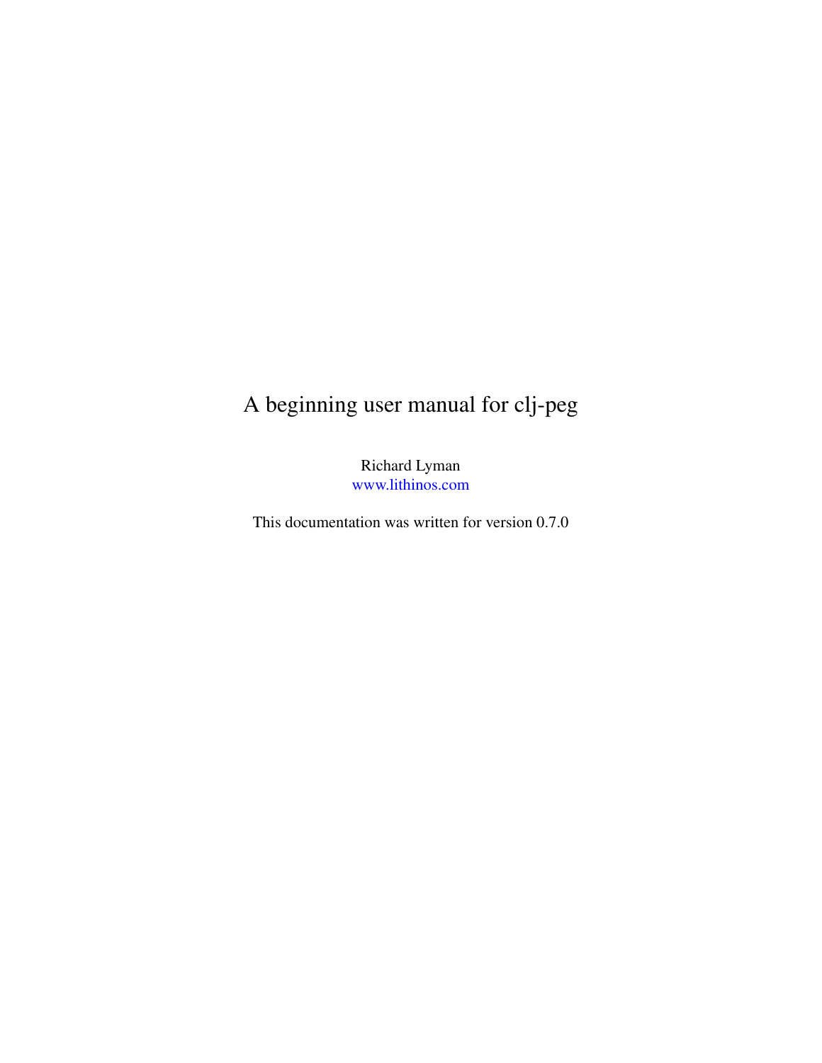# A beginning user manual for clj-peg

Richard Lyman
www.lithinos.com

This documentation was written for version 0.7.0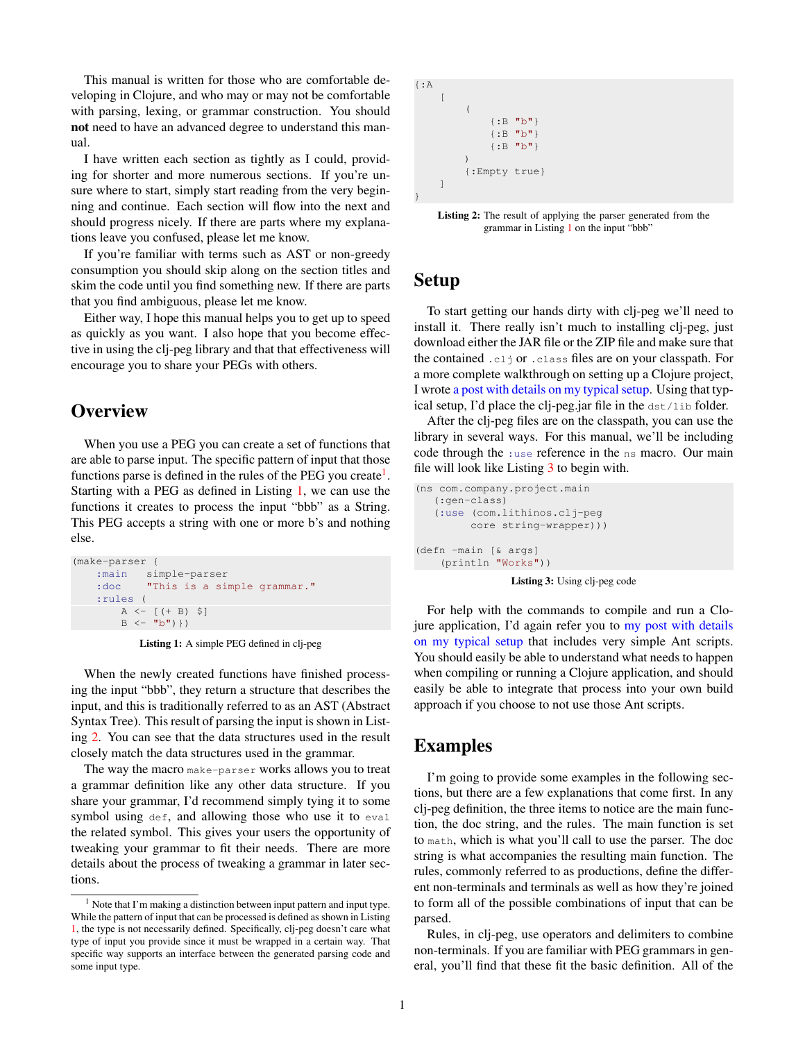This manual is written for those who are comfortable developing in Clojure, and who may or may not be comfortable with parsing, lexing, or grammar construction. You should **not** need to have an advanced degree to understand this manual.

I have written each section as tightly as I could, providing for shorter and more numerous sections. If you're unsure where to start, simply start reading from the very beginning and continue. Each section will flow into the next and should progress nicely. If there are parts where my explanations leave you confused, please let me know.

If you're familiar with terms such as AST or non-greedy consumption you should skip along on the section titles and skim the code until you find something new. If there are parts that you find ambiguous, please let me know.

Either way, I hope this manual helps you to get up to speed as quickly as you want. I also hope that you become effective in using the clj-peg library and that effectiveness will encourage you to share your PEGs with others.

## Overview

When you use a PEG you can create a set of functions that are able to parse input. The specific pattern of input that those functions parse is defined in the rules of the PEG you create[1]. Starting with a PEG as defined in Listing 1, we can use the functions it creates to process the input "bbb" as a String. This PEG accepts a string with one or more b's and nothing else.

```
(make-parser {
    :main   simple-parser
    :doc    "This is a simple grammar."
    :rules  (
        A <- [(+ B) $]
        B <- "b")})
```

**Listing 1:** A simple PEG defined in clj-peg

When the newly created functions have finished processing the input "bbb", they return a structure that describes the input, and this is traditionally referred to as an AST (Abstract Syntax Tree). This result of parsing the input is shown in Listing 2. You can see that the data structures used in the result closely match the data structures used in the grammar.

The way the macro `make-parser` works allows you to treat a grammar definition like any other data structure. If you share your grammar, I'd recommend simply tying it to some symbol using `def`, and allowing those who use it to `eval` the related symbol. This gives your users the opportunity of tweaking your grammar to fit their needs. There are more details about the process of tweaking a grammar in later sections.

[1] Note that I'm making a distinction between input pattern and input type. While the pattern of input that can be processed is defined as shown in Listing 1, the type is not necessarily defined. Specifically, clj-peg doesn't care what type of input you provide since it must be wrapped in a certain way. That specific way supports an interface between the generated parsing code and some input type.

```
{:A
    [
        (
            {:B "b"}
            {:B "b"}
            {:B "b"}
        )
        {:Empty true}
    ]
}
```

**Listing 2:** The result of applying the parser generated from the grammar in Listing 1 on the input "bbb"

## Setup

To start getting our hands dirty with clj-peg we'll need to install it. There really isn't much to installing clj-peg, just download either the JAR file or the ZIP file and make sure that the contained `.clj` or `.class` files are on your classpath. For a more complete walkthrough on setting up a Clojure project, I wrote a post with details on my typical setup. Using that typical setup, I'd place the clj-peg.jar file in the `dst/lib` folder.

After the clj-peg files are on the classpath, you can use the library in several ways. For this manual, we'll be including code through the `:use` reference in the `ns` macro. Our main file will look like Listing 3 to begin with.

```
(ns com.company.project.main
   (:gen-class)
   (:use (com.lithinos.clj-peg
          core string-wrapper)))

(defn -main [& args]
    (println "Works"))
```

**Listing 3:** Using clj-peg code

For help with the commands to compile and run a Clojure application, I'd again refer you to my post with details on my typical setup that includes very simple Ant scripts. You should easily be able to understand what needs to happen when compiling or running a Clojure application, and should easily be able to integrate that process into your own build approach if you choose to not use those Ant scripts.

## Examples

I'm going to provide some examples in the following sections, but there are a few explanations that come first. In any clj-peg definition, the three items to notice are the main function, the doc string, and the rules. The main function is set to `math`, which is what you'll call to use the parser. The doc string is what accompanies the resulting main function. The rules, commonly referred to as productions, define the different non-terminals and terminals as well as how they're joined to form all of the possible combinations of input that can be parsed.

Rules, in clj-peg, use operators and delimiters to combine non-terminals. If you are familiar with PEG grammars in general, you'll find that these fit the basic definition. All of the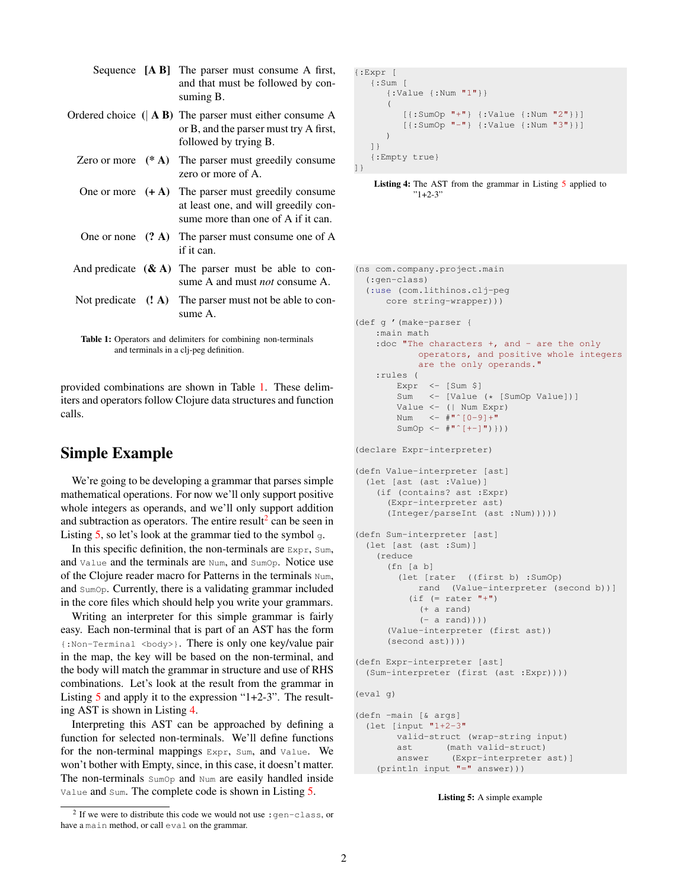| Sequence | [A B] | The parser must consume A first, and that must be followed by consuming B. |
|---|---|---|
| Ordered choice | (\| A B) | The parser must either consume A or B, and the parser must try A first, followed by trying B. |
| Zero or more | (* A) | The parser must greedily consume zero or more of A. |
| One or more | (+ A) | The parser must greedily consume at least one, and will greedily consume more than one of A if it can. |
| One or none | (? A) | The parser must consume one of A if it can. |
| And predicate | (& A) | The parser must be able to consume A and must *not* consume A. |
| Not predicate | (! A) | The parser must not be able to consume A. |

**Table 1:** Operators and delimiters for combining non-terminals and terminals in a clj-peg definition.

provided combinations are shown in Table 1. These delimiters and operators follow Clojure data structures and function calls.

## Simple Example

We're going to be developing a grammar that parses simple mathematical operations. For now we'll only support positive whole integers as operands, and we'll only support addition and subtraction as operators. The entire result[2] can be seen in Listing 5, so let's look at the grammar tied to the symbol `g`.

In this specific definition, the non-terminals are `Expr`, `Sum`, and `Value` and the terminals are `Num`, and `SumOp`. Notice use of the Clojure reader macro for Patterns in the terminals `Num`, and `SumOp`. Currently, there is a validating grammar included in the core files which should help you write your grammars.

Writing an interpreter for this simple grammar is fairly easy. Each non-terminal that is part of an AST has the form `{:Non-Terminal <body>}`. There is only one key/value pair in the map, the key will be based on the non-terminal, and the body will match the grammar in structure and use of RHS combinations. Let's look at the result from the grammar in Listing 5 and apply it to the expression "1+2-3". The resulting AST is shown in Listing 4.

Interpreting this AST can be approached by defining a function for selected non-terminals. We'll define functions for the non-terminal mappings `Expr`, `Sum`, and `Value`. We won't bother with Empty, since, in this case, it doesn't matter. The non-terminals `SumOp` and `Num` are easily handled inside `Value` and `Sum`. The complete code is shown in Listing 5.

[2] If we were to distribute this code we would not use `:gen-class`, or have a `main` method, or call `eval` on the grammar.

```
{:Expr [
   {:Sum [
      {:Value {:Num "1"}}
      (
         [{:SumOp "+"} {:Value {:Num "2"}}]
         [{:SumOp "-"} {:Value {:Num "3"}}]
      )
   ]}
   {:Empty true}
]}
```

**Listing 4:** The AST from the grammar in Listing 5 applied to "1+2-3"

```
(ns com.company.project.main
  (:gen-class)
  (:use (com.lithinos.clj-peg
      core string-wrapper)))

(def g '(make-parser {
    :main math
    :doc "The characters +, and - are the only
          operators, and positive whole integers
          are the only operands."
    :rules (
        Expr  <- [Sum $]
        Sum   <- [Value (* [SumOp Value])]
        Value <- (| Num Expr)
        Num   <- #"^[0-9]+"
        SumOp <- #"^[+-]")}))

(declare Expr-interpreter)

(defn Value-interpreter [ast]
  (let [ast (ast :Value)]
    (if (contains? ast :Expr)
      (Expr-interpreter ast)
      (Integer/parseInt (ast :Num)))))

(defn Sum-interpreter [ast]
  (let [ast (ast :Sum)]
    (reduce
      (fn [a b]
        (let [rater  ((first b) :SumOp)
              rand  (Value-interpreter (second b))]
          (if (= rater "+")
            (+ a rand)
            (- a rand))))
      (Value-interpreter (first ast))
      (second ast))))

(defn Expr-interpreter [ast]
  (Sum-interpreter (first (ast :Expr))))

(eval g)

(defn -main [& args]
  (let [input "1+2-3"
        valid-struct (wrap-string input)
        ast       (math valid-struct)
        answer     (Expr-interpreter ast)]
    (println input "=" answer)))
```

**Listing 5:** A simple example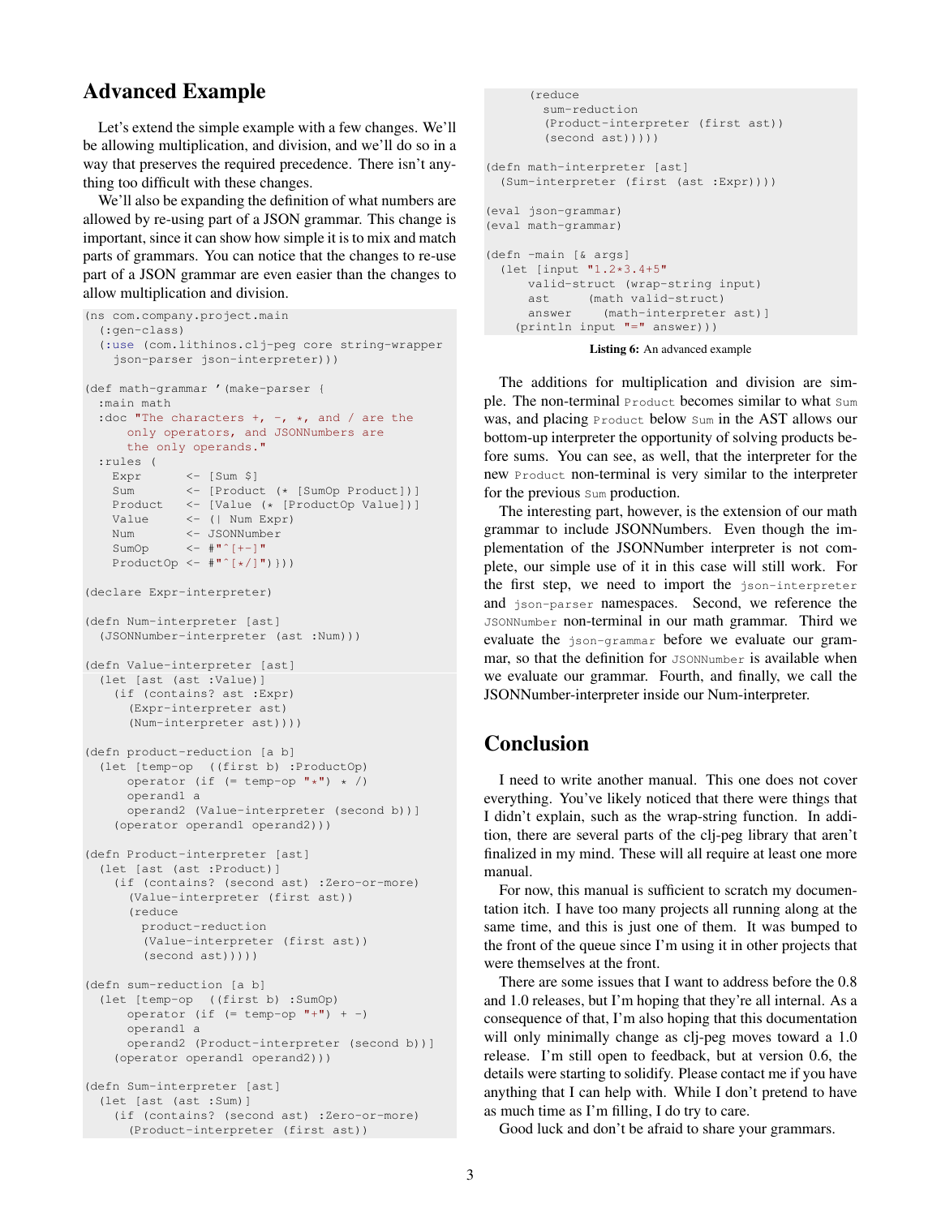## Advanced Example

Let's extend the simple example with a few changes. We'll be allowing multiplication, and division, and we'll do so in a way that preserves the required precedence. There isn't anything too difficult with these changes.

We'll also be expanding the definition of what numbers are allowed by re-using part of a JSON grammar. This change is important, since it can show how simple it is to mix and match parts of grammars. You can notice that the changes to re-use part of a JSON grammar are even easier than the changes to allow multiplication and division.

```
(ns com.company.project.main
  (:gen-class)
  (:use (com.lithinos.clj-peg core string-wrapper
    json-parser json-interpreter)))

(def math-grammar '(make-parser {
  :main math
  :doc "The characters +, -, *, and / are the
      only operators, and JSONNumbers are
      the only operands."
  :rules (
    Expr      <- [Sum $]
    Sum       <- [Product (* [SumOp Product])]
    Product   <- [Value (* [ProductOp Value])]
    Value     <- (| Num Expr)
    Num       <- JSONNumber
    SumOp     <- #"^[+-]"
    ProductOp <- #"^[*/]")}))

(declare Expr-interpreter)

(defn Num-interpreter [ast]
  (JSONNumber-interpreter (ast :Num)))

(defn Value-interpreter [ast]
  (let [ast (ast :Value)]
    (if (contains? ast :Expr)
      (Expr-interpreter ast)
      (Num-interpreter ast))))

(defn product-reduction [a b]
  (let [temp-op  ((first b) :ProductOp)
      operator (if (= temp-op "*") * /)
      operand1 a
      operand2 (Value-interpreter (second b))]
    (operator operand1 operand2)))

(defn Product-interpreter [ast]
  (let [ast (ast :Product)]
    (if (contains? (second ast) :Zero-or-more)
      (Value-interpreter (first ast))
      (reduce
        product-reduction
        (Value-interpreter (first ast))
        (second ast)))))

(defn sum-reduction [a b]
  (let [temp-op  ((first b) :SumOp)
      operator (if (= temp-op "+") + -)
      operand1 a
      operand2 (Product-interpreter (second b))]
    (operator operand1 operand2)))

(defn Sum-interpreter [ast]
  (let [ast (ast :Sum)]
    (if (contains? (second ast) :Zero-or-more)
      (Product-interpreter (first ast))
      (reduce
        sum-reduction
        (Product-interpreter (first ast))
        (second ast)))))

(defn math-interpreter [ast]
  (Sum-interpreter (first (ast :Expr))))

(eval json-grammar)
(eval math-grammar)

(defn -main [& args]
  (let [input "1.2*3.4+5"
      valid-struct (wrap-string input)
      ast      (math valid-struct)
      answer     (math-interpreter ast)]
    (println input "=" answer)))
```

**Listing 6:** An advanced example

The additions for multiplication and division are simple. The non-terminal `Product` becomes similar to what `Sum` was, and placing `Product` below `Sum` in the AST allows our bottom-up interpreter the opportunity of solving products before sums. You can see, as well, that the interpreter for the new `Product` non-terminal is very similar to the interpreter for the previous `Sum` production.

The interesting part, however, is the extension of our math grammar to include JSONNumbers. Even though the implementation of the JSONNumber interpreter is not complete, our simple use of it in this case will still work. For the first step, we need to import the `json-interpreter` and `json-parser` namespaces. Second, we reference the `JSONNumber` non-terminal in our math grammar. Third we evaluate the `json-grammar` before we evaluate our grammar, so that the definition for `JSONNumber` is available when we evaluate our grammar. Fourth, and finally, we call the JSONNumber-interpreter inside our Num-interpreter.

## Conclusion

I need to write another manual. This one does not cover everything. You've likely noticed that there were things that I didn't explain, such as the wrap-string function. In addition, there are several parts of the clj-peg library that aren't finalized in my mind. These will all require at least one more manual.

For now, this manual is sufficient to scratch my documentation itch. I have too many projects all running along at the same time, and this is just one of them. It was bumped to the front of the queue since I'm using it in other projects that were themselves at the front.

There are some issues that I want to address before the 0.8 and 1.0 releases, but I'm hoping that they're all internal. As a consequence of that, I'm also hoping that this documentation will only minimally change as clj-peg moves toward a 1.0 release. I'm still open to feedback, but at version 0.6, the details were starting to solidify. Please contact me if you have anything that I can help with. While I don't pretend to have as much time as I'm filling, I do try to care.

Good luck and don't be afraid to share your grammars.